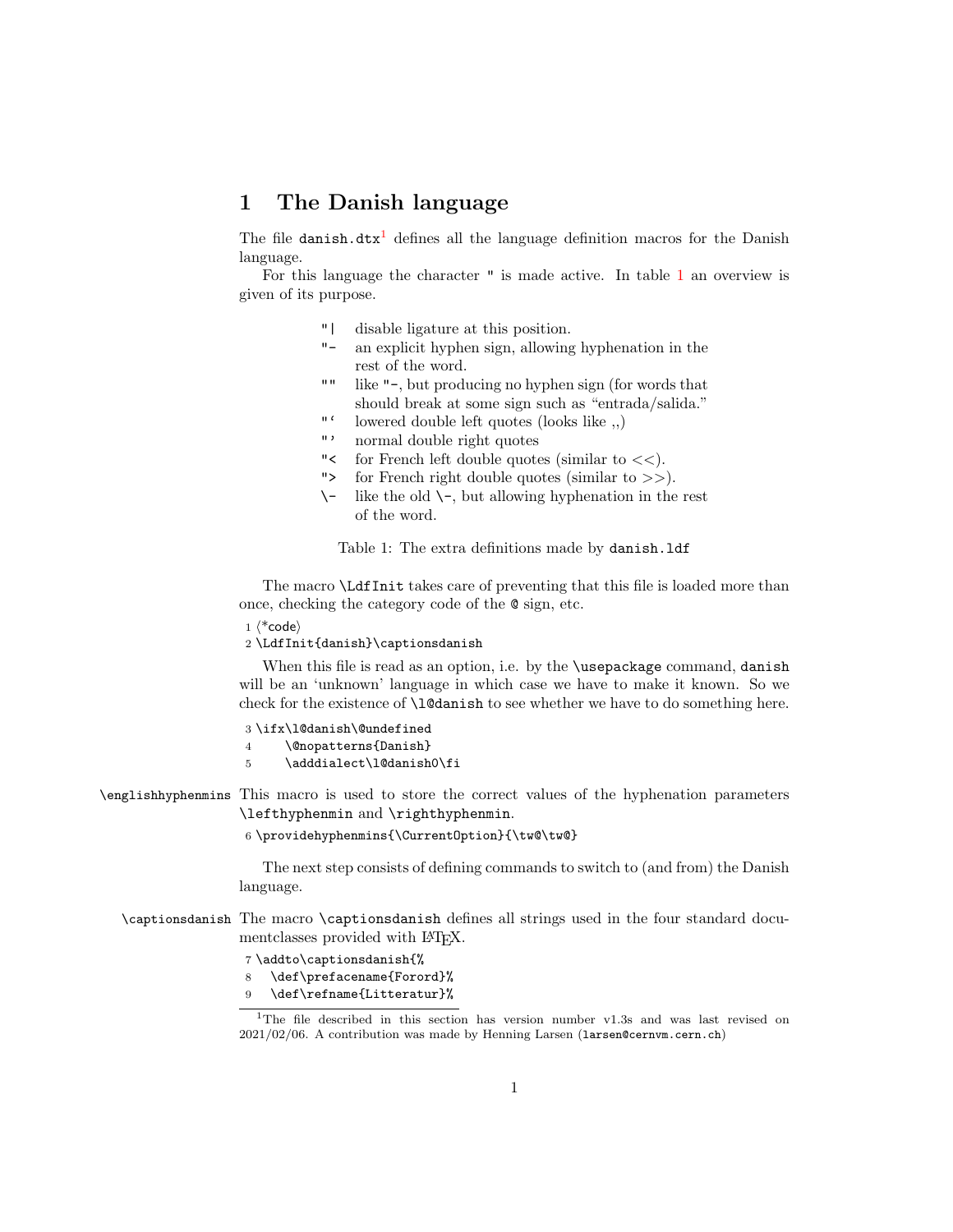# 1 The Danish language

The file `danish.dtx`[1] defines all the language definition macros for the Danish language.

For this language the character `"` is made active. In table 1 an overview is given of its purpose.

| | |
|---|---|
| `"\|` | disable ligature at this position. |
| `"-` | an explicit hyphen sign, allowing hyphenation in the rest of the word. |
| `""` | like `"-`, but producing no hyphen sign (for words that should break at some sign such as "entrada/salida." |
| ``"` `` | lowered double left quotes (looks like ,,) |
| `"'` | normal double right quotes |
| `"<` | for French left double quotes (similar to <<). |
| `">` | for French right double quotes (similar to >>). |
| `\-` | like the old `\-`, but allowing hyphenation in the rest of the word. |

Table 1: The extra definitions made by `danish.ldf`

The macro `\LdfInit` takes care of preventing that this file is loaded more than once, checking the category code of the `@` sign, etc.

```
1 ⟨*code⟩
2 \LdfInit{danish}\captionsdanish
```

When this file is read as an option, i.e. by the `\usepackage` command, `danish` will be an 'unknown' language in which case we have to make it known. So we check for the existence of `\l@danish` to see whether we have to do something here.

```
3 \ifx\l@danish\@undefined
4     \@nopatterns{Danish}
5     \adddialect\l@danish0\fi
```

`\englishhyphenmins` This macro is used to store the correct values of the hyphenation parameters `\lefthyphenmin` and `\righthyphenmin`.

```
6 \providehyphenmins{\CurrentOption}{\tw@\tw@}
```

The next step consists of defining commands to switch to (and from) the Danish language.

`\captionsdanish` The macro `\captionsdanish` defines all strings used in the four standard documentclasses provided with LaTeX.

```
7 \addto\captionsdanish{%
8   \def\prefacename{Forord}%
9   \def\refname{Litteratur}%
```

[1]The file described in this section has version number v1.3s and was last revised on 2021/02/06. A contribution was made by Henning Larsen (`larsen@cernvm.cern.ch`)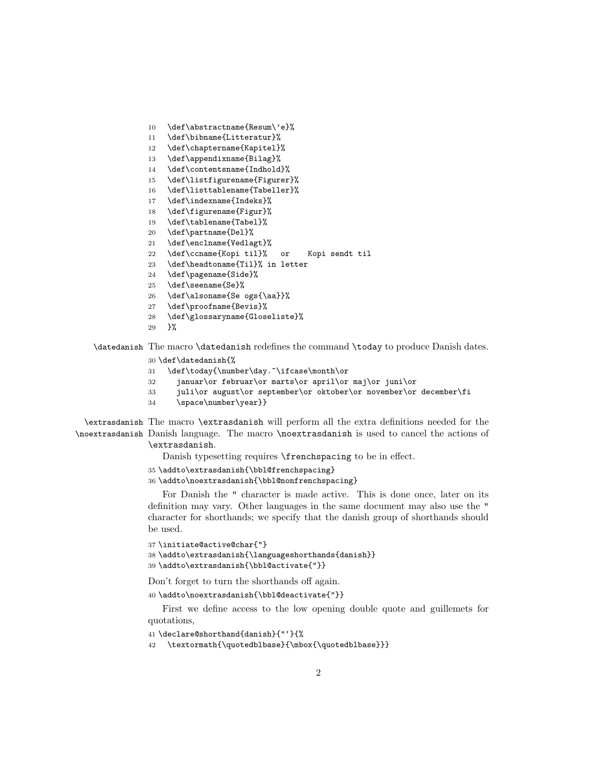```
10   \def\abstractname{Resum\'e}%
11   \def\bibname{Litteratur}%
12   \def\chaptername{Kapitel}%
13   \def\appendixname{Bilag}%
14   \def\contentsname{Indhold}%
15   \def\listfigurename{Figurer}%
16   \def\listtablename{Tabeller}%
17   \def\indexname{Indeks}%
18   \def\figurename{Figur}%
19   \def\tablename{Tabel}%
20   \def\partname{Del}%
21   \def\enclname{Vedlagt}%
22   \def\ccname{Kopi til}%   or    Kopi sendt til
23   \def\headtoname{Til}% in letter
24   \def\pagename{Side}%
25   \def\seename{Se}%
26   \def\alsoname{Se ogs{\aa}}%
27   \def\proofname{Bevis}%
28   \def\glossaryname{Gloseliste}%
29   }%
```

`\datedanish` The macro `\datedanish` redefines the command `\today` to produce Danish dates.

```
30 \def\datedanish{%
31   \def\today{\number\day.~\ifcase\month\or
32     januar\or februar\or marts\or april\or maj\or juni\or
33     juli\or august\or september\or oktober\or november\or december\fi
34     \space\number\year}}
```

`\extrasdanish` `\noextrasdanish` The macro `\extrasdanish` will perform all the extra definitions needed for the Danish language. The macro `\noextrasdanish` is used to cancel the actions of `\extrasdanish`.

Danish typesetting requires `\frenchspacing` to be in effect.

```
35 \addto\extrasdanish{\bbl@frenchspacing}
36 \addto\noextrasdanish{\bbl@nonfrenchspacing}
```

For Danish the " character is made active. This is done once, later on its definition may vary. Other languages in the same document may also use the " character for shorthands; we specify that the danish group of shorthands should be used.

```
37 \initiate@active@char{"}
38 \addto\extrasdanish{\languageshorthands{danish}}
39 \addto\extrasdanish{\bbl@activate{"}}
```

Don't forget to turn the shorthands off again.

```
40 \addto\noextrasdanish{\bbl@deactivate{"}}
```

First we define access to the low opening double quote and guillemets for quotations,

```
41 \declare@shorthand{danish}{"`}{%
42   \textormath{\quotedblbase}{\mbox{\quotedblbase}}}
```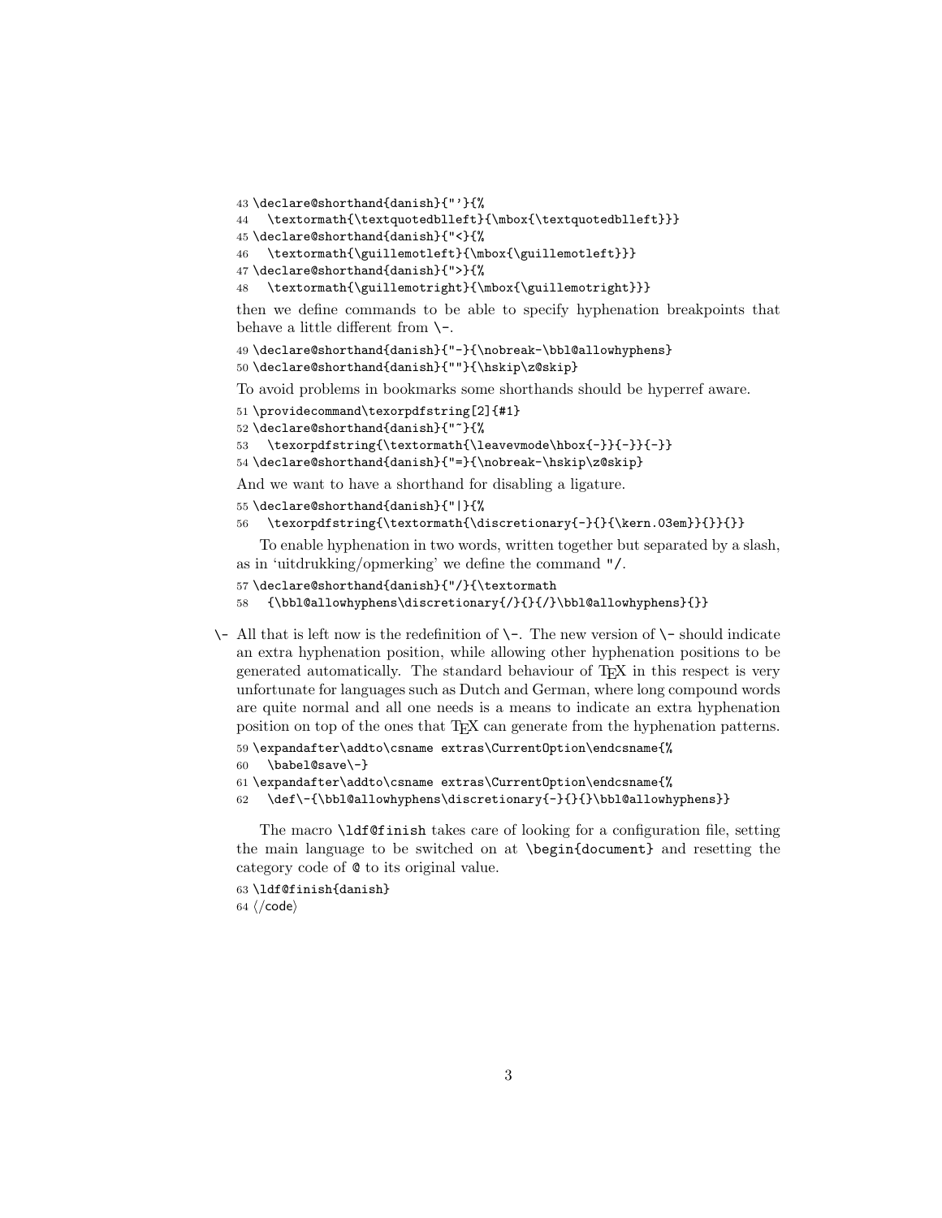```
43 \declare@shorthand{danish}{"'}{%
44   \textormath{\textquotedbllleft}{\mbox{\textquotedbllleft}}}
45 \declare@shorthand{danish}{"<}{%
46   \textormath{\guillemotleft}{\mbox{\guillemotleft}}}
47 \declare@shorthand{danish}{">}{%
48   \textormath{\guillemotright}{\mbox{\guillemotright}}}
```

then we define commands to be able to specify hyphenation breakpoints that behave a little different from `\-`.

```
49 \declare@shorthand{danish}{"-}{\nobreak-\bbl@allowhyphens}
50 \declare@shorthand{danish}{""}{\hskip\z@skip}
```

To avoid problems in bookmarks some shorthands should be hyperref aware.

```
51 \providecommand\texorpdfstring[2]{#1}
52 \declare@shorthand{danish}{"~}{%
53   \texorpdfstring{\textormath{\leavevmode\hbox{-}}{-}}{-}}
54 \declare@shorthand{danish}{"=}{\nobreak-\hskip\z@skip}
```

And we want to have a shorthand for disabling a ligature.

```
55 \declare@shorthand{danish}{"|}{%
56   \texorpdfstring{\textormath{\discretionary{-}{}{\kern.03em}}{}}{}}
```

To enable hyphenation in two words, written together but separated by a slash, as in 'uitdrukking/opmerking' we define the command `"/`.

```
57 \declare@shorthand{danish}{"/}{\textormath
58   {\bbl@allowhyphens\discretionary{/}{}{/}\bbl@allowhyphens}{}}
```

`\-` All that is left now is the redefinition of `\-`. The new version of `\-` should indicate an extra hyphenation position, while allowing other hyphenation positions to be generated automatically. The standard behaviour of TEX in this respect is very unfortunate for languages such as Dutch and German, where long compound words are quite normal and all one needs is a means to indicate an extra hyphenation position on top of the ones that TEX can generate from the hyphenation patterns.

```
59 \expandafter\addto\csname extras\CurrentOption\endcsname{%
60   \babel@save\-}
61 \expandafter\addto\csname extras\CurrentOption\endcsname{%
62   \def\-{\bbl@allowhyphens\discretionary{-}{}{}\bbl@allowhyphens}}
```

The macro `\ldf@finish` takes care of looking for a configuration file, setting the main language to be switched on at `\begin{document}` and resetting the category code of `@` to its original value.

```
63 \ldf@finish{danish}
64 ⟨/code⟩
```